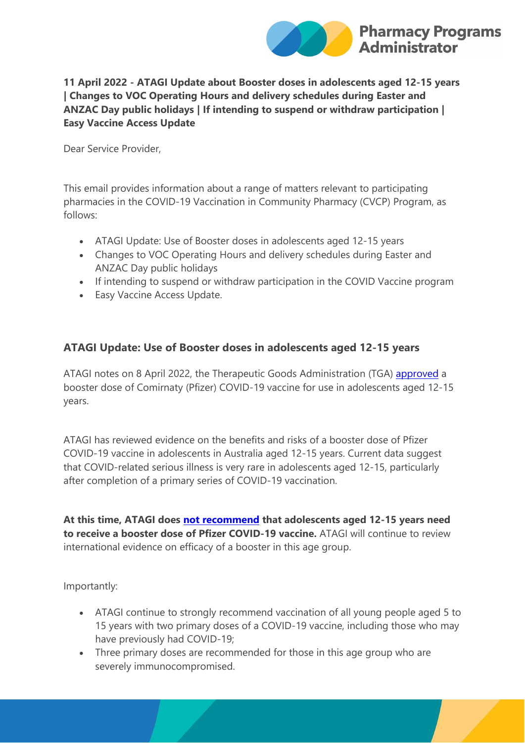**11 April 2022 - ATAGI Update about Booster doses in adolescents aged 12-15 years | Changes to VOC Operating Hours and delivery schedules during Easter and ANZAC Day public holidays | If intending to suspend or withdraw participation | Easy Vaccine Access Update**

Dear Service Provider,

This email provides information about a range of matters relevant to participating pharmacies in the COVID-19 Vaccination in Community Pharmacy (CVCP) Program, as follows:

- ATAGI Update: Use of Booster doses in adolescents aged 12-15 years
- Changes to VOC Operating Hours and delivery schedules during Easter and ANZAC Day public holidays
- If intending to suspend or withdraw participation in the COVID Vaccine program
- Easy Vaccine Access Update.

## ATAGI Update: Use of Booster doses in adolescents aged 12-15 years

ATAGI notes on 8 April 2022, the Therapeutic Goods Administration (TGA) approved a booster dose of Comirnaty (Pfizer) COVID-19 vaccine for use in adolescents aged 12-15 years.

ATAGI has reviewed evidence on the benefits and risks of a booster dose of Pfizer COVID-19 vaccine in adolescents in Australia aged 12-15 years. Current data suggest that COVID-related serious illness is very rare in adolescents aged 12-15, particularly after completion of a primary series of COVID-19 vaccination.

**At this time, ATAGI does not recommend that adolescents aged 12-15 years need to receive a booster dose of Pfizer COVID-19 vaccine.** ATAGI will continue to review international evidence on efficacy of a booster in this age group.

Importantly:

- ATAGI continue to strongly recommend vaccination of all young people aged 5 to 15 years with two primary doses of a COVID-19 vaccine, including those who may have previously had COVID-19;
- Three primary doses are recommended for those in this age group who are severely immunocompromised.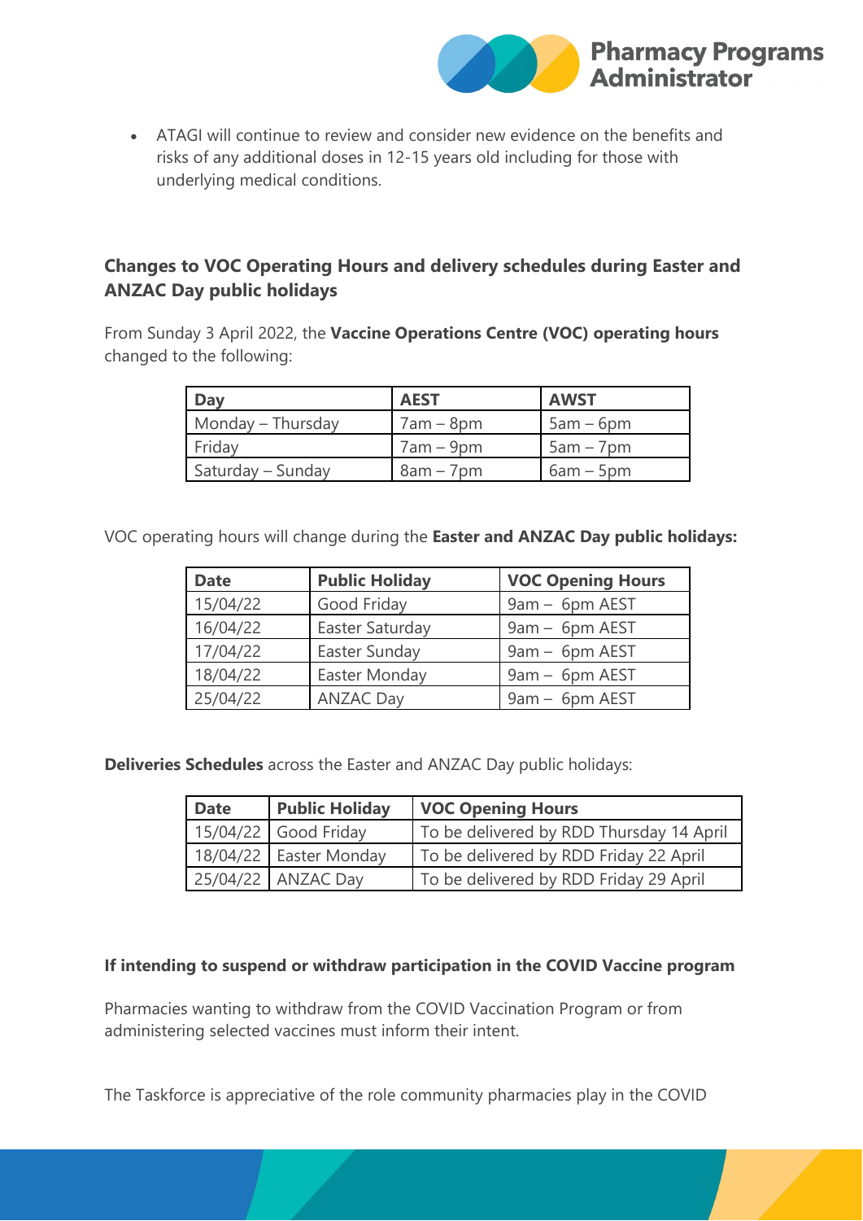- ATAGI will continue to review and consider new evidence on the benefits and risks of any additional doses in 12-15 years old including for those with underlying medical conditions.

## Changes to VOC Operating Hours and delivery schedules during Easter and ANZAC Day public holidays

From Sunday 3 April 2022, the **Vaccine Operations Centre (VOC) operating hours** changed to the following:

| Day | AEST | AWST |
|---|---|---|
| Monday – Thursday | 7am – 8pm | 5am – 6pm |
| Friday | 7am – 9pm | 5am – 7pm |
| Saturday – Sunday | 8am – 7pm | 6am – 5pm |

VOC operating hours will change during the **Easter and ANZAC Day public holidays:**

| Date | Public Holiday | VOC Opening Hours |
|---|---|---|
| 15/04/22 | Good Friday | 9am – 6pm AEST |
| 16/04/22 | Easter Saturday | 9am – 6pm AEST |
| 17/04/22 | Easter Sunday | 9am – 6pm AEST |
| 18/04/22 | Easter Monday | 9am – 6pm AEST |
| 25/04/22 | ANZAC Day | 9am – 6pm AEST |

**Deliveries Schedules** across the Easter and ANZAC Day public holidays:

| Date | Public Holiday | VOC Opening Hours |
|---|---|---|
| 15/04/22 | Good Friday | To be delivered by RDD Thursday 14 April |
| 18/04/22 | Easter Monday | To be delivered by RDD Friday 22 April |
| 25/04/22 | ANZAC Day | To be delivered by RDD Friday 29 April |

### If intending to suspend or withdraw participation in the COVID Vaccine program

Pharmacies wanting to withdraw from the COVID Vaccination Program or from administering selected vaccines must inform their intent.

The Taskforce is appreciative of the role community pharmacies play in the COVID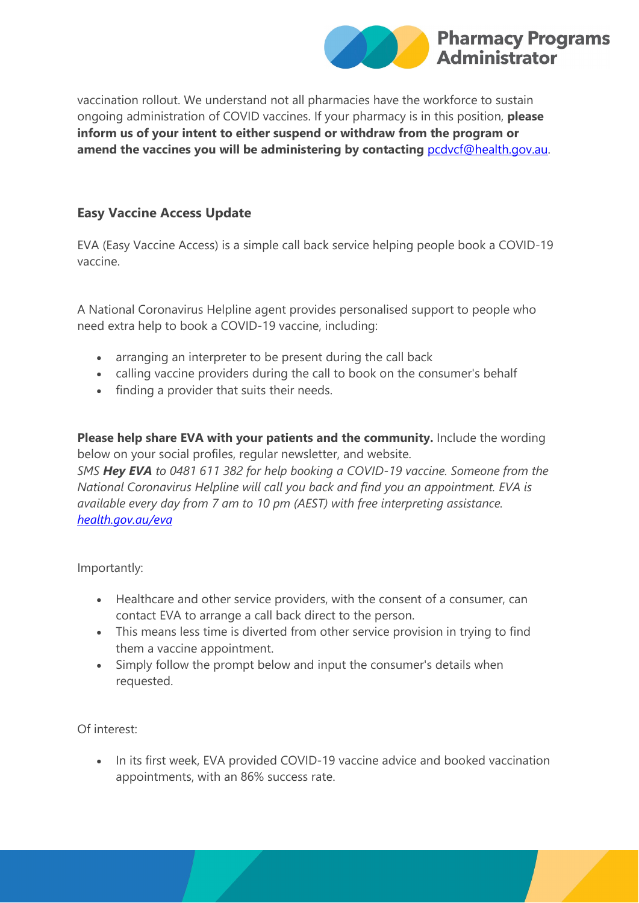vaccination rollout. We understand not all pharmacies have the workforce to sustain ongoing administration of COVID vaccines. If your pharmacy is in this position, **please inform us of your intent to either suspend or withdraw from the program or amend the vaccines you will be administering by contacting** [pcdvcf@health.gov.au](mailto:pcdvcf@health.gov.au).

### Easy Vaccine Access Update

EVA (Easy Vaccine Access) is a simple call back service helping people book a COVID-19 vaccine.

A National Coronavirus Helpline agent provides personalised support to people who need extra help to book a COVID-19 vaccine, including:

- arranging an interpreter to be present during the call back
- calling vaccine providers during the call to book on the consumer's behalf
- finding a provider that suits their needs.

**Please help share EVA with your patients and the community.** Include the wording below on your social profiles, regular newsletter, and website.
*SMS **Hey EVA** to 0481 611 382 for help booking a COVID-19 vaccine. Someone from the National Coronavirus Helpline will call you back and find you an appointment. EVA is available every day from 7 am to 10 pm (AEST) with free interpreting assistance.* [*health.gov.au/eva*](https://health.gov.au/eva)

Importantly:

- Healthcare and other service providers, with the consent of a consumer, can contact EVA to arrange a call back direct to the person.
- This means less time is diverted from other service provision in trying to find them a vaccine appointment.
- Simply follow the prompt below and input the consumer's details when requested.

Of interest:

- In its first week, EVA provided COVID-19 vaccine advice and booked vaccination appointments, with an 86% success rate.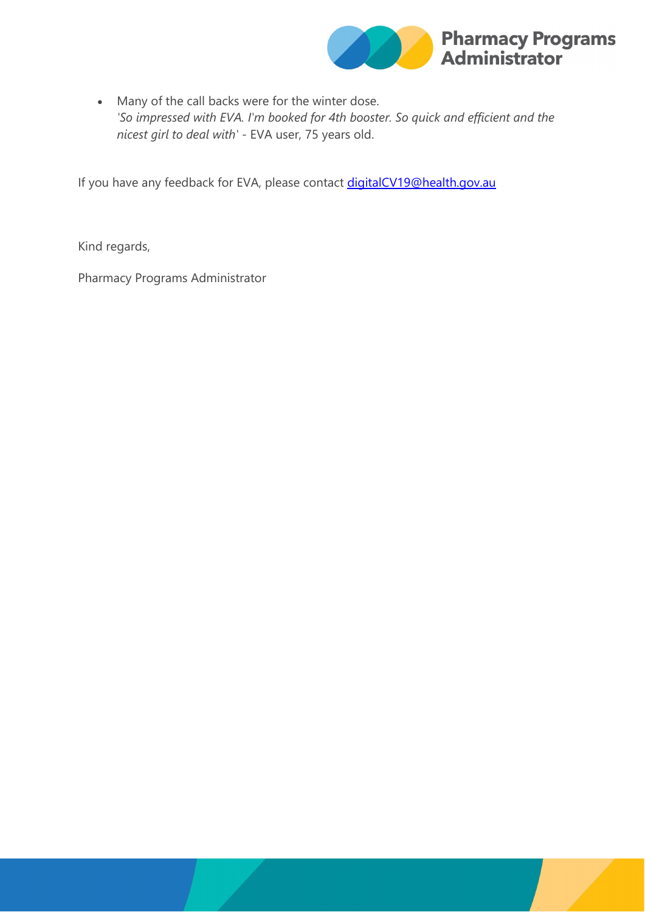- Many of the call backs were for the winter dose.
  *'So impressed with EVA. I'm booked for 4th booster. So quick and efficient and the nicest girl to deal with'* - EVA user, 75 years old.

If you have any feedback for EVA, please contact [digitalCV19@health.gov.au](mailto:digitalCV19@health.gov.au)

Kind regards,

Pharmacy Programs Administrator